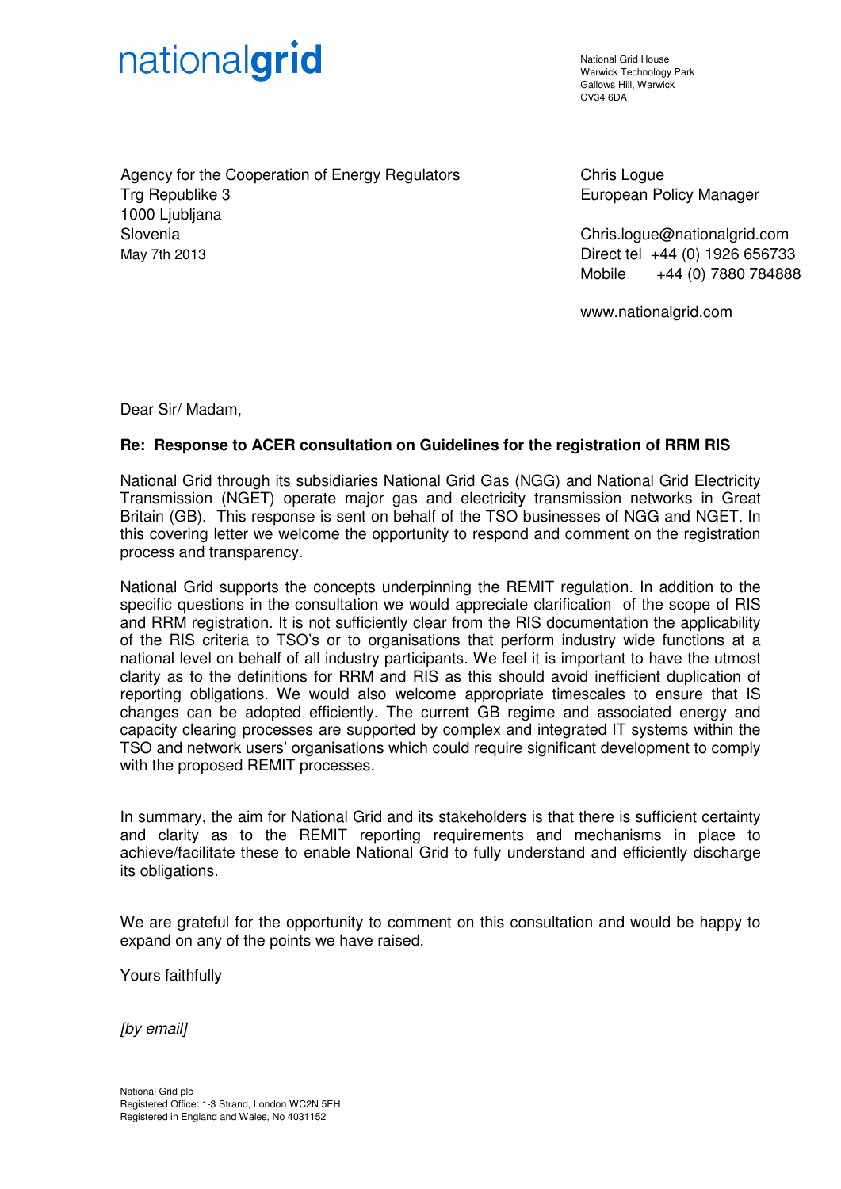nationalgrid

National Grid House
Warwick Technology Park
Gallows Hill, Warwick
CV34 6DA

Agency for the Cooperation of Energy Regulators
Trg Republike 3
1000 Ljubljana
Slovenia
May 7th 2013

Chris Logue
European Policy Manager

Chris.logue@nationalgrid.com
Direct tel +44 (0) 1926 656733
Mobile +44 (0) 7880 784888

www.nationalgrid.com

Dear Sir/ Madam,

**Re: Response to ACER consultation on Guidelines for the registration of RRM RIS**

National Grid through its subsidiaries National Grid Gas (NGG) and National Grid Electricity Transmission (NGET) operate major gas and electricity transmission networks in Great Britain (GB). This response is sent on behalf of the TSO businesses of NGG and NGET. In this covering letter we welcome the opportunity to respond and comment on the registration process and transparency.

National Grid supports the concepts underpinning the REMIT regulation. In addition to the specific questions in the consultation we would appreciate clarification of the scope of RIS and RRM registration. It is not sufficiently clear from the RIS documentation the applicability of the RIS criteria to TSO's or to organisations that perform industry wide functions at a national level on behalf of all industry participants. We feel it is important to have the utmost clarity as to the definitions for RRM and RIS as this should avoid inefficient duplication of reporting obligations. We would also welcome appropriate timescales to ensure that IS changes can be adopted efficiently. The current GB regime and associated energy and capacity clearing processes are supported by complex and integrated IT systems within the TSO and network users' organisations which could require significant development to comply with the proposed REMIT processes.

In summary, the aim for National Grid and its stakeholders is that there is sufficient certainty and clarity as to the REMIT reporting requirements and mechanisms in place to achieve/facilitate these to enable National Grid to fully understand and efficiently discharge its obligations.

We are grateful for the opportunity to comment on this consultation and would be happy to expand on any of the points we have raised.

Yours faithfully

*[by email]*

National Grid plc
Registered Office: 1-3 Strand, London WC2N 5EH
Registered in England and Wales, No 4031152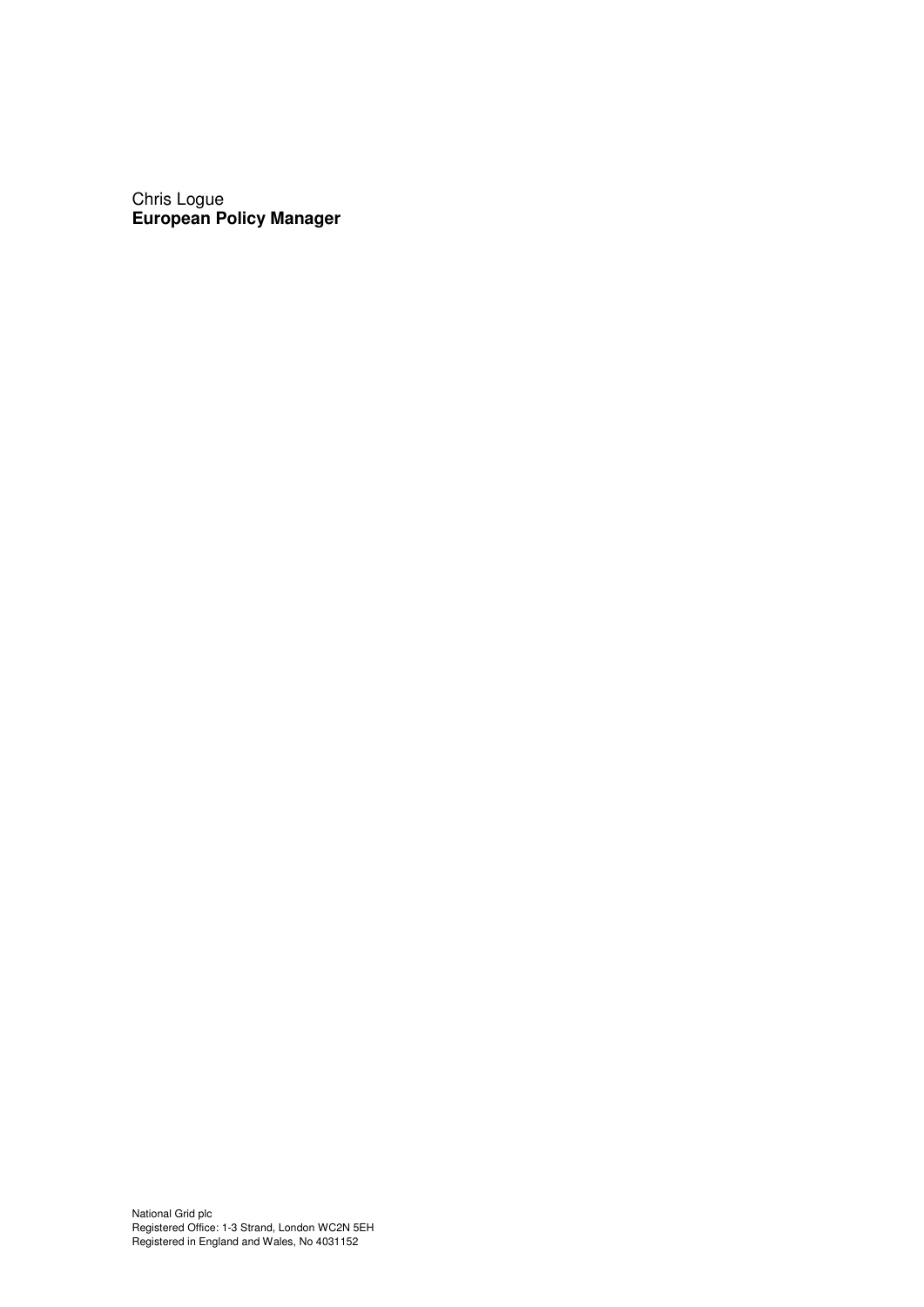Chris Logue
**European Policy Manager**

National Grid plc
Registered Office: 1-3 Strand, London WC2N 5EH
Registered in England and Wales, No 4031152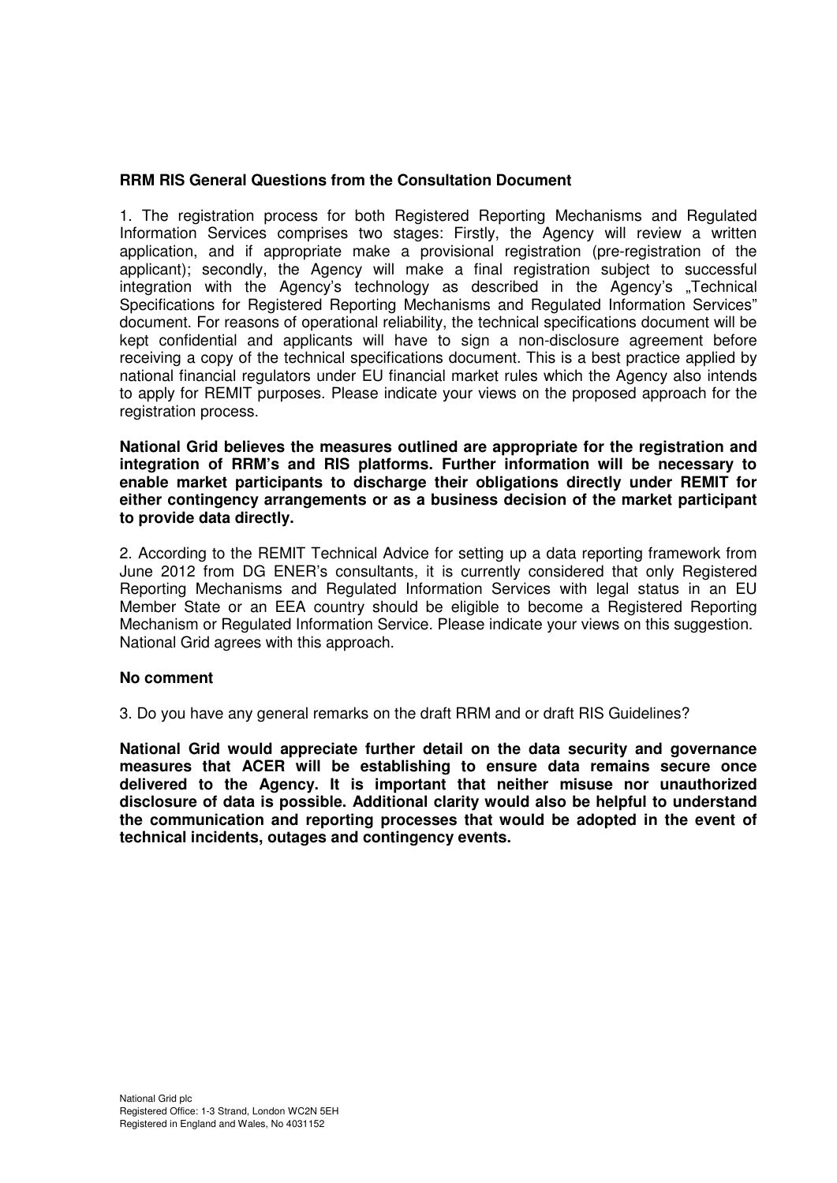**RRM RIS General Questions from the Consultation Document**

1. The registration process for both Registered Reporting Mechanisms and Regulated Information Services comprises two stages: Firstly, the Agency will review a written application, and if appropriate make a provisional registration (pre-registration of the applicant); secondly, the Agency will make a final registration subject to successful integration with the Agency's technology as described in the Agency's „Technical Specifications for Registered Reporting Mechanisms and Regulated Information Services" document. For reasons of operational reliability, the technical specifications document will be kept confidential and applicants will have to sign a non-disclosure agreement before receiving a copy of the technical specifications document. This is a best practice applied by national financial regulators under EU financial market rules which the Agency also intends to apply for REMIT purposes. Please indicate your views on the proposed approach for the registration process.

**National Grid believes the measures outlined are appropriate for the registration and integration of RRM's and RIS platforms. Further information will be necessary to enable market participants to discharge their obligations directly under REMIT for either contingency arrangements or as a business decision of the market participant to provide data directly.**

2. According to the REMIT Technical Advice for setting up a data reporting framework from June 2012 from DG ENER's consultants, it is currently considered that only Registered Reporting Mechanisms and Regulated Information Services with legal status in an EU Member State or an EEA country should be eligible to become a Registered Reporting Mechanism or Regulated Information Service. Please indicate your views on this suggestion. National Grid agrees with this approach.

**No comment**

3. Do you have any general remarks on the draft RRM and or draft RIS Guidelines?

**National Grid would appreciate further detail on the data security and governance measures that ACER will be establishing to ensure data remains secure once delivered to the Agency. It is important that neither misuse nor unauthorized disclosure of data is possible. Additional clarity would also be helpful to understand the communication and reporting processes that would be adopted in the event of technical incidents, outages and contingency events.**

National Grid plc
Registered Office: 1-3 Strand, London WC2N 5EH
Registered in England and Wales, No 4031152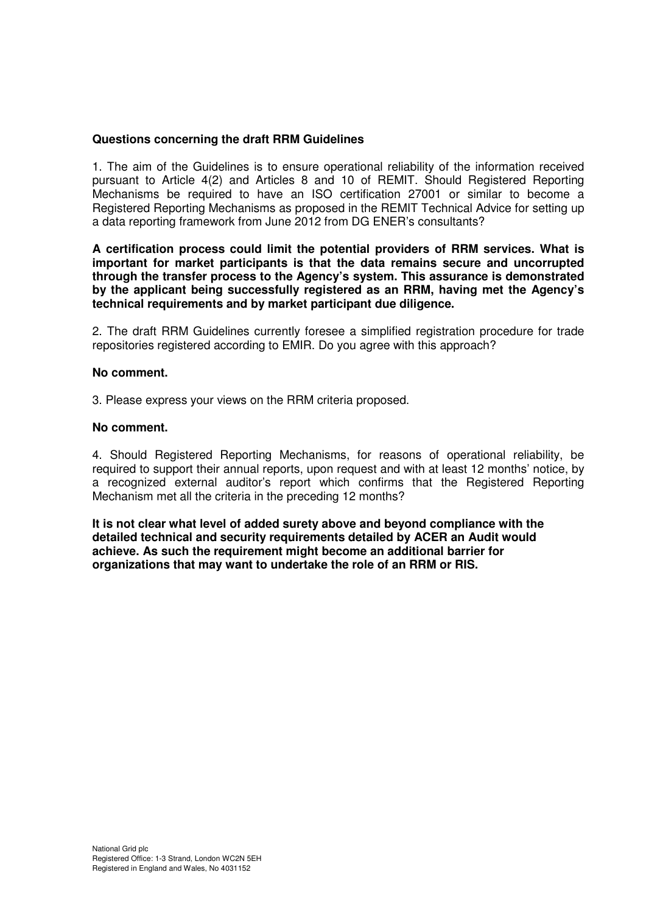**Questions concerning the draft RRM Guidelines**

1. The aim of the Guidelines is to ensure operational reliability of the information received pursuant to Article 4(2) and Articles 8 and 10 of REMIT. Should Registered Reporting Mechanisms be required to have an ISO certification 27001 or similar to become a Registered Reporting Mechanisms as proposed in the REMIT Technical Advice for setting up a data reporting framework from June 2012 from DG ENER's consultants?

**A certification process could limit the potential providers of RRM services. What is important for market participants is that the data remains secure and uncorrupted through the transfer process to the Agency's system. This assurance is demonstrated by the applicant being successfully registered as an RRM, having met the Agency's technical requirements and by market participant due diligence.**

2. The draft RRM Guidelines currently foresee a simplified registration procedure for trade repositories registered according to EMIR. Do you agree with this approach?

**No comment.**

3. Please express your views on the RRM criteria proposed.

**No comment.**

4. Should Registered Reporting Mechanisms, for reasons of operational reliability, be required to support their annual reports, upon request and with at least 12 months' notice, by a recognized external auditor's report which confirms that the Registered Reporting Mechanism met all the criteria in the preceding 12 months?

**It is not clear what level of added surety above and beyond compliance with the detailed technical and security requirements detailed by ACER an Audit would achieve. As such the requirement might become an additional barrier for organizations that may want to undertake the role of an RRM or RIS.**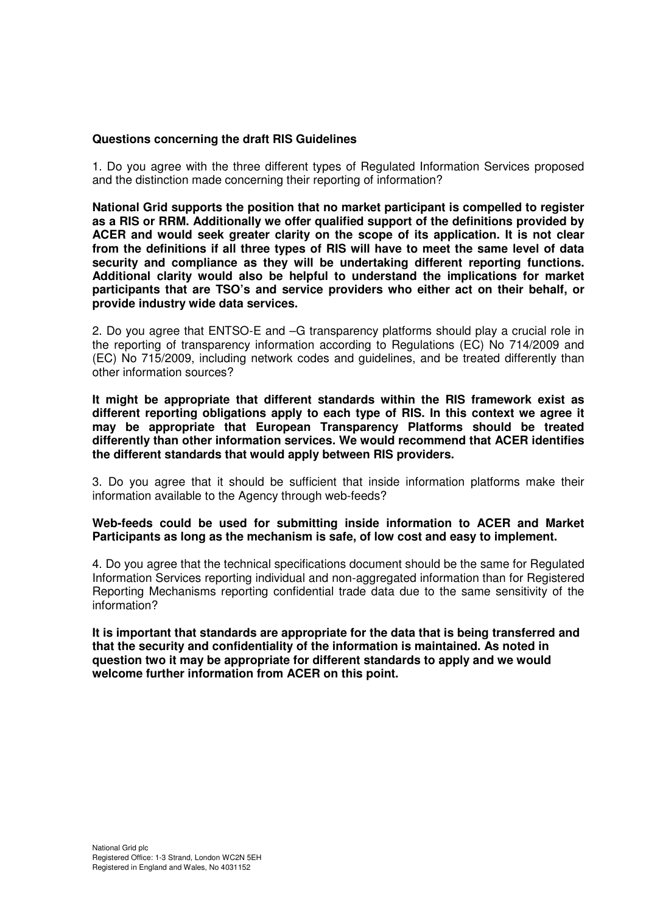**Questions concerning the draft RIS Guidelines**

1. Do you agree with the three different types of Regulated Information Services proposed and the distinction made concerning their reporting of information?

**National Grid supports the position that no market participant is compelled to register as a RIS or RRM. Additionally we offer qualified support of the definitions provided by ACER and would seek greater clarity on the scope of its application. It is not clear from the definitions if all three types of RIS will have to meet the same level of data security and compliance as they will be undertaking different reporting functions. Additional clarity would also be helpful to understand the implications for market participants that are TSO's and service providers who either act on their behalf, or provide industry wide data services.**

2. Do you agree that ENTSO-E and –G transparency platforms should play a crucial role in the reporting of transparency information according to Regulations (EC) No 714/2009 and (EC) No 715/2009, including network codes and guidelines, and be treated differently than other information sources?

**It might be appropriate that different standards within the RIS framework exist as different reporting obligations apply to each type of RIS. In this context we agree it may be appropriate that European Transparency Platforms should be treated differently than other information services. We would recommend that ACER identifies the different standards that would apply between RIS providers.**

3. Do you agree that it should be sufficient that inside information platforms make their information available to the Agency through web-feeds?

**Web-feeds could be used for submitting inside information to ACER and Market Participants as long as the mechanism is safe, of low cost and easy to implement.**

4. Do you agree that the technical specifications document should be the same for Regulated Information Services reporting individual and non-aggregated information than for Registered Reporting Mechanisms reporting confidential trade data due to the same sensitivity of the information?

**It is important that standards are appropriate for the data that is being transferred and that the security and confidentiality of the information is maintained. As noted in question two it may be appropriate for different standards to apply and we would welcome further information from ACER on this point.**

National Grid plc
Registered Office: 1-3 Strand, London WC2N 5EH
Registered in England and Wales, No 4031152